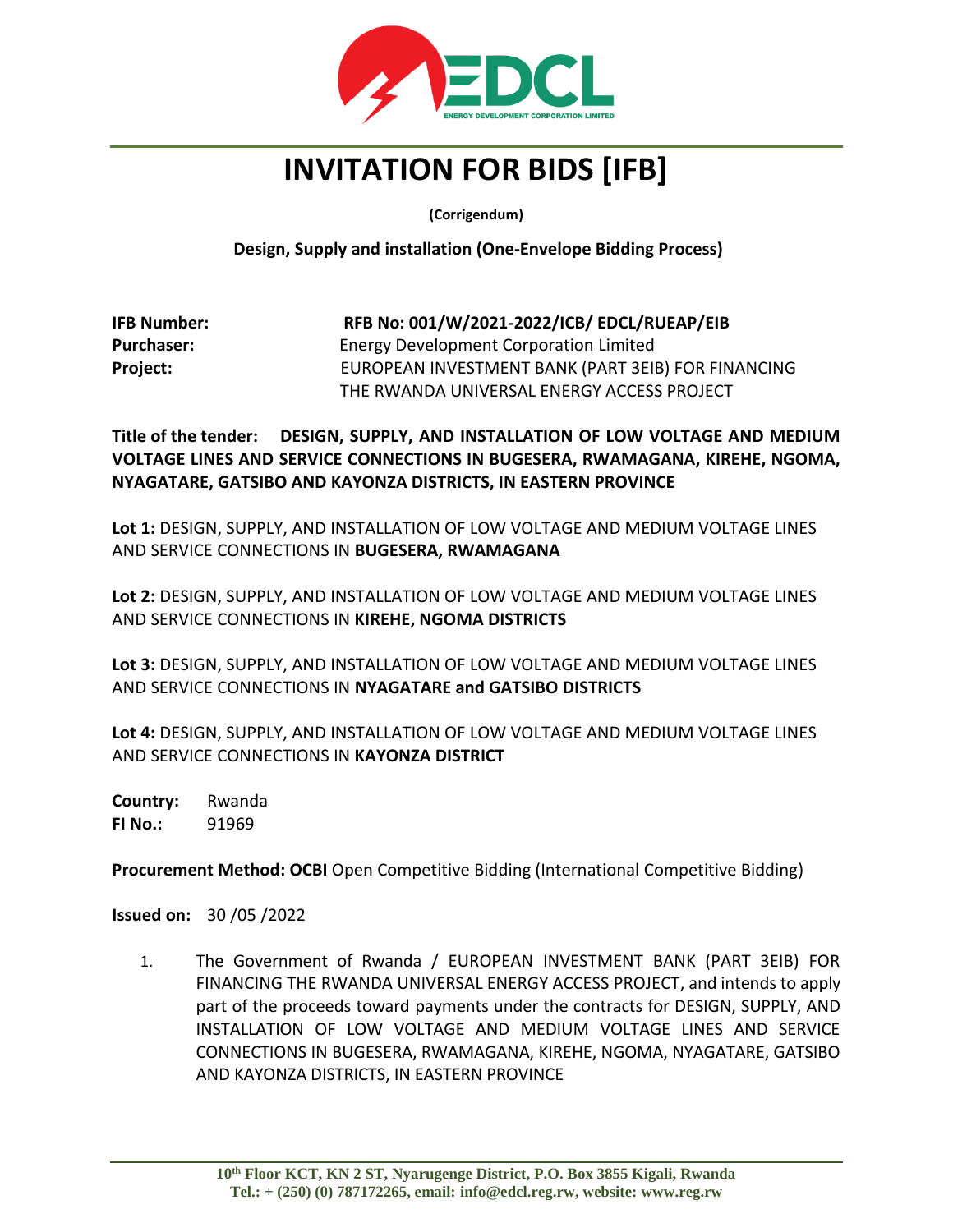# INVITATION FOR BIDS [IFB]

**(Corrigendum)**

**Design, Supply and installation (One-Envelope Bidding Process)**

| | |
|---|---|
| **IFB Number:** | **RFB No: 001/W/2021-2022/ICB/ EDCL/RUEAP/EIB** |
| **Purchaser:** | Energy Development Corporation Limited |
| **Project:** | EUROPEAN INVESTMENT BANK (PART 3EIB) FOR FINANCING THE RWANDA UNIVERSAL ENERGY ACCESS PROJECT |

**Title of the tender: DESIGN, SUPPLY, AND INSTALLATION OF LOW VOLTAGE AND MEDIUM VOLTAGE LINES AND SERVICE CONNECTIONS IN BUGESERA, RWAMAGANA, KIREHE, NGOMA, NYAGATARE, GATSIBO AND KAYONZA DISTRICTS, IN EASTERN PROVINCE**

**Lot 1:** DESIGN, SUPPLY, AND INSTALLATION OF LOW VOLTAGE AND MEDIUM VOLTAGE LINES AND SERVICE CONNECTIONS IN **BUGESERA, RWAMAGANA**

**Lot 2:** DESIGN, SUPPLY, AND INSTALLATION OF LOW VOLTAGE AND MEDIUM VOLTAGE LINES AND SERVICE CONNECTIONS IN **KIREHE, NGOMA DISTRICTS**

**Lot 3:** DESIGN, SUPPLY, AND INSTALLATION OF LOW VOLTAGE AND MEDIUM VOLTAGE LINES AND SERVICE CONNECTIONS IN **NYAGATARE and GATSIBO DISTRICTS**

**Lot 4:** DESIGN, SUPPLY, AND INSTALLATION OF LOW VOLTAGE AND MEDIUM VOLTAGE LINES AND SERVICE CONNECTIONS IN **KAYONZA DISTRICT**

**Country:** Rwanda
**FI No.:** 91969

**Procurement Method: OCBI** Open Competitive Bidding (International Competitive Bidding)

**Issued on:** 30 /05 /2022

1. The Government of Rwanda / EUROPEAN INVESTMENT BANK (PART 3EIB) FOR FINANCING THE RWANDA UNIVERSAL ENERGY ACCESS PROJECT, and intends to apply part of the proceeds toward payments under the contracts for DESIGN, SUPPLY, AND INSTALLATION OF LOW VOLTAGE AND MEDIUM VOLTAGE LINES AND SERVICE CONNECTIONS IN BUGESERA, RWAMAGANA, KIREHE, NGOMA, NYAGATARE, GATSIBO AND KAYONZA DISTRICTS, IN EASTERN PROVINCE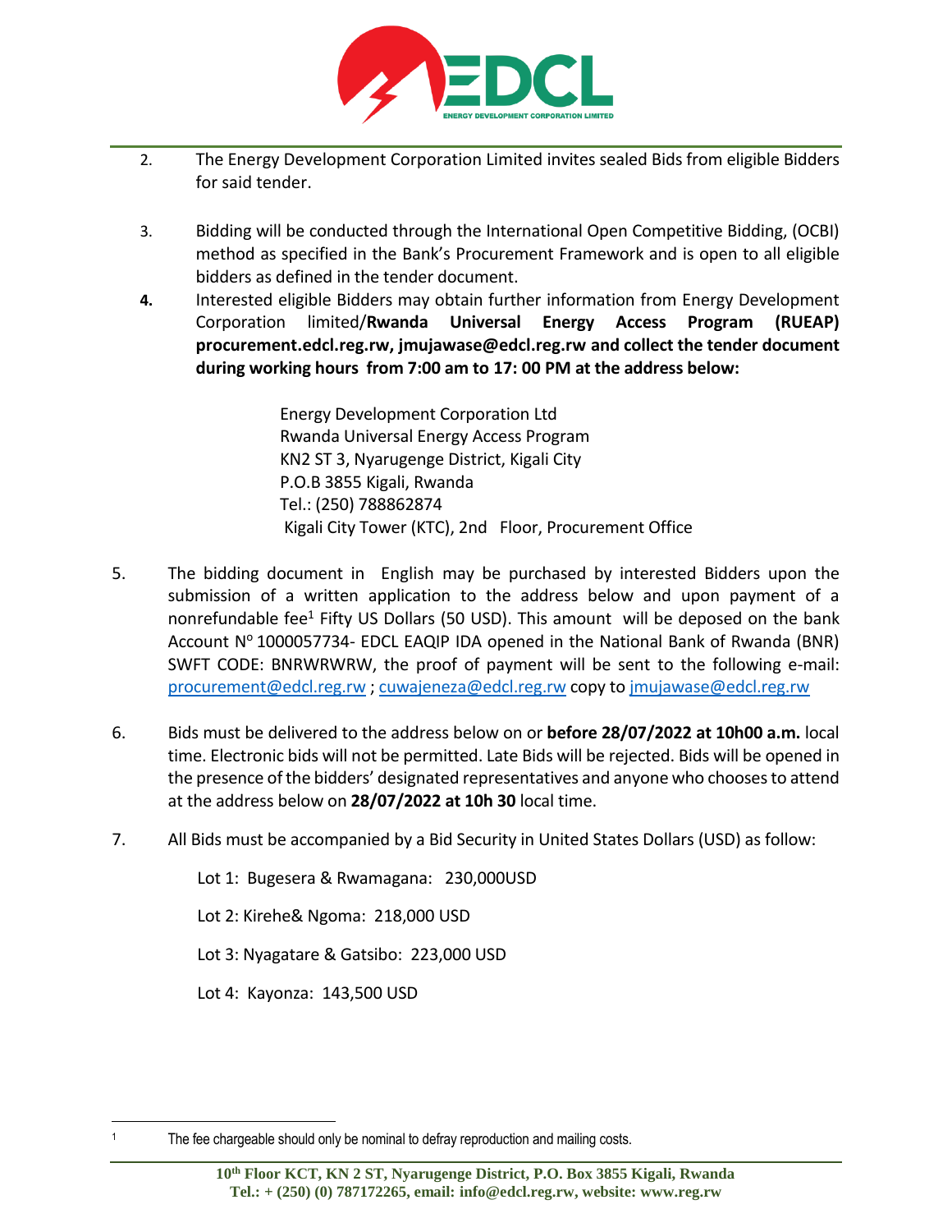2. The Energy Development Corporation Limited invites sealed Bids from eligible Bidders for said tender.

3. Bidding will be conducted through the International Open Competitive Bidding, (OCBI) method as specified in the Bank's Procurement Framework and is open to all eligible bidders as defined in the tender document.

4. Interested eligible Bidders may obtain further information from Energy Development Corporation limited/**Rwanda Universal Energy Access Program (RUEAP) procurement.edcl.reg.rw, jmujawase@edcl.reg.rw and collect the tender document during working hours from 7:00 am to 17: 00 PM at the address below:**

   Energy Development Corporation Ltd
   Rwanda Universal Energy Access Program
   KN2 ST 3, Nyarugenge District, Kigali City
   P.O.B 3855 Kigali, Rwanda
   Tel.: (250) 788862874
   Kigali City Tower (KTC), 2nd Floor, Procurement Office

5. The bidding document in English may be purchased by interested Bidders upon the submission of a written application to the address below and upon payment of a nonrefundable fee[1] Fifty US Dollars (50 USD). This amount will be deposed on the bank Account N° 1000057734- EDCL EAQIP IDA opened in the National Bank of Rwanda (BNR) SWFT CODE: BNRWRWRW, the proof of payment will be sent to the following e-mail: procurement@edcl.reg.rw ; cuwajeneza@edcl.reg.rw copy to jmujawase@edcl.reg.rw

6. Bids must be delivered to the address below on or **before 28/07/2022 at 10h00 a.m.** local time. Electronic bids will not be permitted. Late Bids will be rejected. Bids will be opened in the presence of the bidders' designated representatives and anyone who chooses to attend at the address below on **28/07/2022 at 10h 30** local time.

7. All Bids must be accompanied by a Bid Security in United States Dollars (USD) as follow:

   Lot 1: Bugesera & Rwamagana: 230,000USD

   Lot 2: Kirehe& Ngoma: 218,000 USD

   Lot 3: Nyagatare & Gatsibo: 223,000 USD

   Lot 4: Kayonza: 143,500 USD

[1] The fee chargeable should only be nominal to defray reproduction and mailing costs.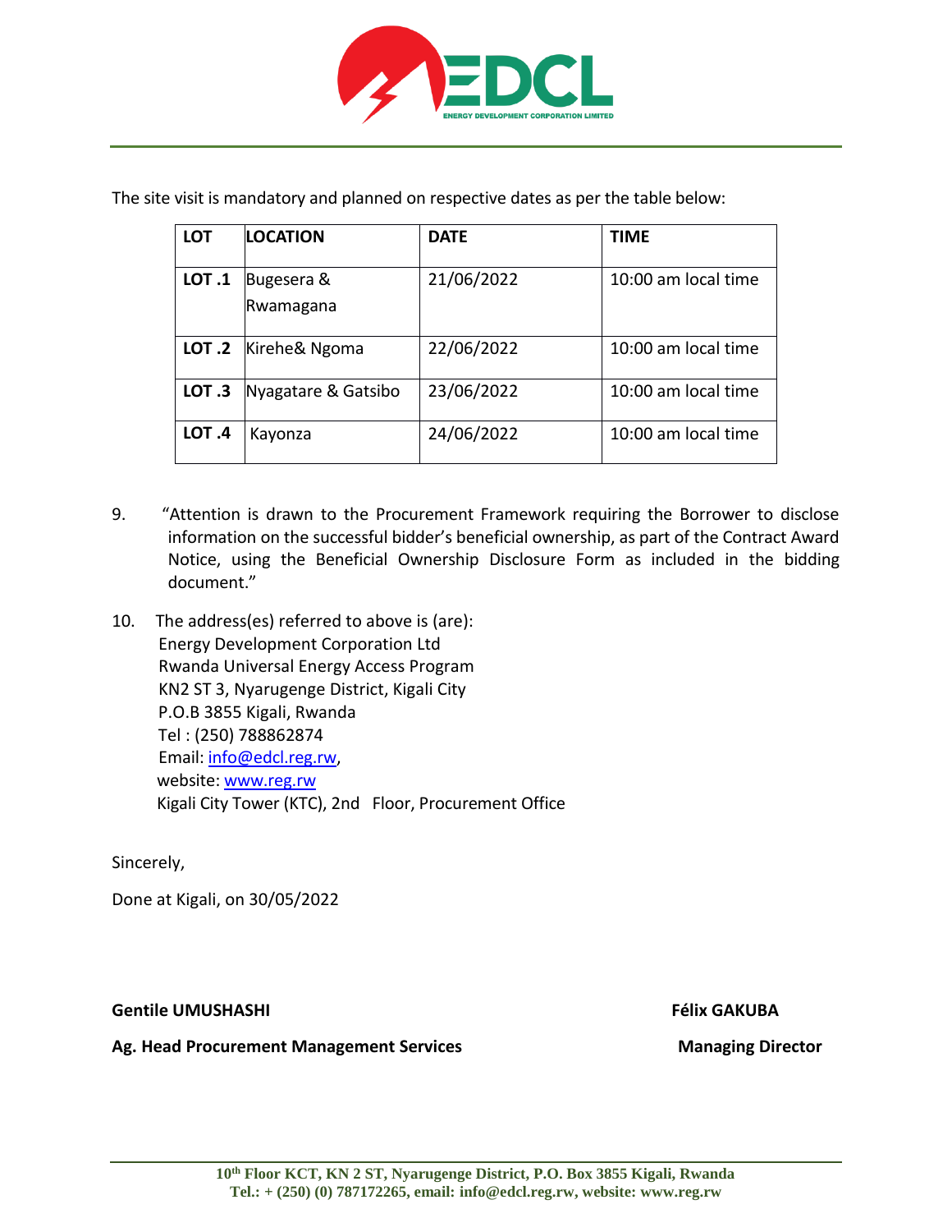The site visit is mandatory and planned on respective dates as per the table below:

| LOT | LOCATION | DATE | TIME |
|---|---|---|---|
| LOT .1 | Bugesera & Rwamagana | 21/06/2022 | 10:00 am local time |
| LOT .2 | Kirehe& Ngoma | 22/06/2022 | 10:00 am local time |
| LOT .3 | Nyagatare & Gatsibo | 23/06/2022 | 10:00 am local time |
| LOT .4 | Kayonza | 24/06/2022 | 10:00 am local time |

9. "Attention is drawn to the Procurement Framework requiring the Borrower to disclose information on the successful bidder's beneficial ownership, as part of the Contract Award Notice, using the Beneficial Ownership Disclosure Form as included in the bidding document."

10. The address(es) referred to above is (are):
 Energy Development Corporation Ltd
 Rwanda Universal Energy Access Program
 KN2 ST 3, Nyarugenge District, Kigali City
 P.O.B 3855 Kigali, Rwanda
 Tel : (250) 788862874
 Email: info@edcl.reg.rw,
 website: www.reg.rw
 Kigali City Tower (KTC), 2nd Floor, Procurement Office

Sincerely,

Done at Kigali, on 30/05/2022

**Gentile UMUSHASHI**

**Ag. Head Procurement Management Services**

**Félix GAKUBA**

**Managing Director**